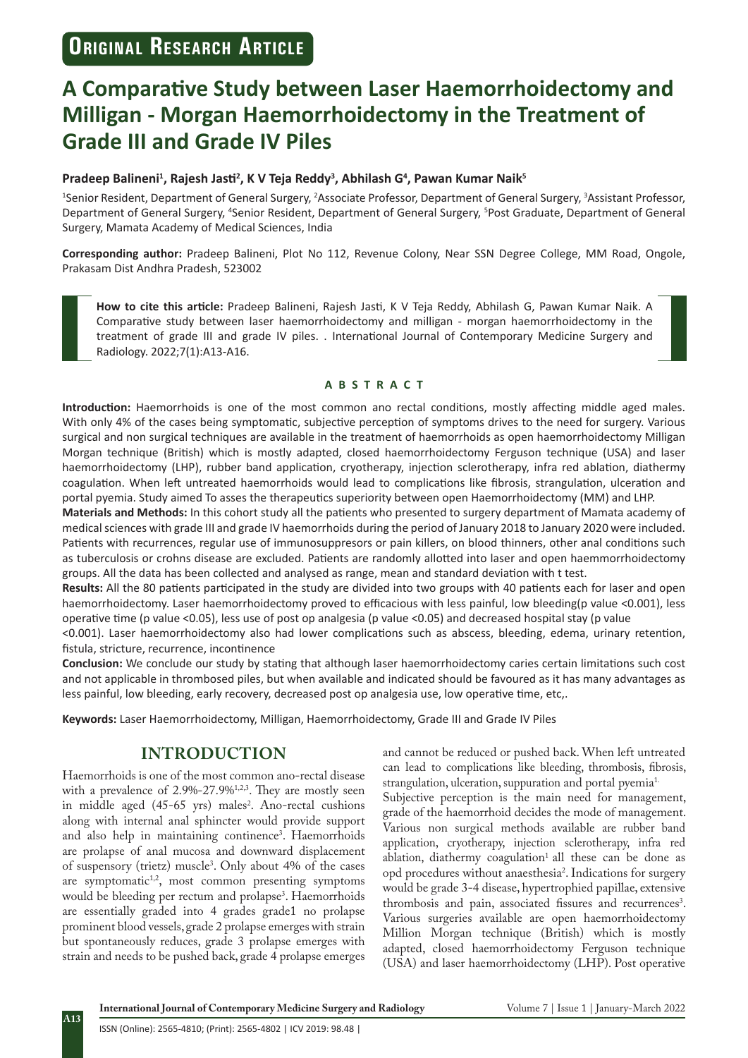**Original Research Article**

# A Comparative Study between Laser Haemorrhoidectomy and Milligan - Morgan Haemorrhoidectomy in the Treatment of Grade III and Grade IV Piles

**Pradeep Balineni[1], Rajesh Jasti[2], K V Teja Reddy[3], Abhilash G[4], Pawan Kumar Naik[5]**

[1]Senior Resident, Department of General Surgery, [2]Associate Professor, Department of General Surgery, [3]Assistant Professor, Department of General Surgery, [4]Senior Resident, Department of General Surgery, [5]Post Graduate, Department of General Surgery, Mamata Academy of Medical Sciences, India

**Corresponding author:** Pradeep Balineni, Plot No 112, Revenue Colony, Near SSN Degree College, MM Road, Ongole, Prakasam Dist Andhra Pradesh, 523002

**How to cite this article:** Pradeep Balineni, Rajesh Jasti, K V Teja Reddy, Abhilash G, Pawan Kumar Naik. A Comparative study between laser haemorrhoidectomy and milligan - morgan haemorrhoidectomy in the treatment of grade III and grade IV piles. . International Journal of Contemporary Medicine Surgery and Radiology. 2022;7(1):A13-A16.

## ABSTRACT

**Introduction:** Haemorrhoids is one of the most common ano rectal conditions, mostly affecting middle aged males. With only 4% of the cases being symptomatic, subjective perception of symptoms drives to the need for surgery. Various surgical and non surgical techniques are available in the treatment of haemorrhoids as open haemorrhoidectomy Milligan Morgan technique (British) which is mostly adapted, closed haemorrhoidectomy Ferguson technique (USA) and laser haemorrhoidectomy (LHP), rubber band application, cryotherapy, injection sclerotherapy, infra red ablation, diathermy coagulation. When left untreated haemorrhoids would lead to complications like fibrosis, strangulation, ulceration and portal pyemia. Study aimed To asses the therapeutics superiority between open Haemorrhoidectomy (MM) and LHP.

**Materials and Methods:** In this cohort study all the patients who presented to surgery department of Mamata academy of medical sciences with grade III and grade IV haemorrhoids during the period of January 2018 to January 2020 were included. Patients with recurrences, regular use of immunosuppresors or pain killers, on blood thinners, other anal conditions such as tuberculosis or crohns disease are excluded. Patients are randomly allotted into laser and open haemmorrhoidectomy groups. All the data has been collected and analysed as range, mean and standard deviation with t test.

**Results:** All the 80 patients participated in the study are divided into two groups with 40 patients each for laser and open haemorrhoidectomy. Laser haemorrhoidectomy proved to efficacious with less painful, low bleeding(p value <0.001), less operative time (p value <0.05), less use of post op analgesia (p value <0.05) and decreased hospital stay (p value <0.001). Laser haemorrhoidectomy also had lower complications such as abscess, bleeding, edema, urinary retention, fistula, stricture, recurrence, incontinence

**Conclusion:** We conclude our study by stating that although laser haemorrhoidectomy caries certain limitations such cost and not applicable in thrombosed piles, but when available and indicated should be favoured as it has many advantages as less painful, low bleeding, early recovery, decreased post op analgesia use, low operative time, etc,.

**Keywords:** Laser Haemorrhoidectomy, Milligan, Haemorrhoidectomy, Grade III and Grade IV Piles

## INTRODUCTION

Haemorrhoids is one of the most common ano-rectal disease with a prevalence of 2.9%-27.9%[1,2,3]. They are mostly seen in middle aged (45-65 yrs) males[2]. Ano-rectal cushions along with internal anal sphincter would provide support and also help in maintaining continence[3]. Haemorrhoids are prolapse of anal mucosa and downward displacement of suspensory (trietz) muscle[3]. Only about 4% of the cases are symptomatic[1,2], most common presenting symptoms would be bleeding per rectum and prolapse[3]. Haemorrhoids are essentially graded into 4 grades grade1 no prolapse prominent blood vessels, grade 2 prolapse emerges with strain but spontaneously reduces, grade 3 prolapse emerges with strain and needs to be pushed back, grade 4 prolapse emerges and cannot be reduced or pushed back. When left untreated can lead to complications like bleeding, thrombosis, fibrosis, strangulation, ulceration, suppuration and portal pyemia[1].

Subjective perception is the main need for management, grade of the haemorrhoid decides the mode of management. Various non surgical methods available are rubber band application, cryotherapy, injection sclerotherapy, infra red ablation, diathermy coagulation[1] all these can be done as opd procedures without anaesthesia[2]. Indications for surgery would be grade 3-4 disease, hypertrophied papillae, extensive thrombosis and pain, associated fissures and recurrences[3]. Various surgeries available are open haemorrhoidectomy Million Morgan technique (British) which is mostly adapted, closed haemorrhoidectomy Ferguson technique (USA) and laser haemorrhoidectomy (LHP). Post operative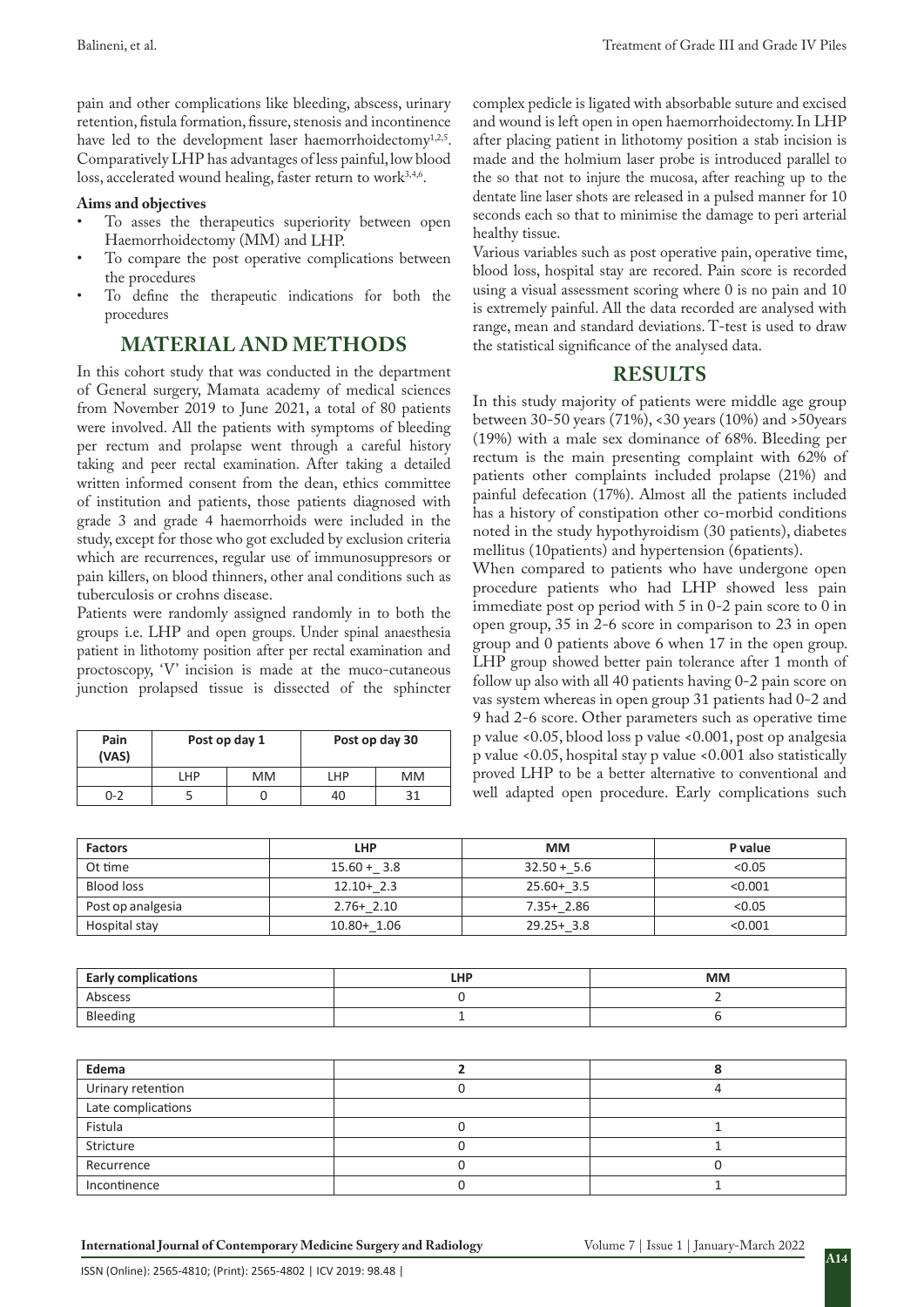pain and other complications like bleeding, abscess, urinary retention, fistula formation, fissure, stenosis and incontinence have led to the development laser haemorrhoidectomy[1,2,5]. Comparatively LHP has advantages of less painful, low blood loss, accelerated wound healing, faster return to work[3,4,6].

**Aims and objectives**

- To asses the therapeutics superiority between open Haemorrhoidectomy (MM) and LHP.
- To compare the post operative complications between the procedures
- To define the therapeutic indications for both the procedures

## MATERIAL AND METHODS

In this cohort study that was conducted in the department of General surgery, Mamata academy of medical sciences from November 2019 to June 2021, a total of 80 patients were involved. All the patients with symptoms of bleeding per rectum and prolapse went through a careful history taking and peer rectal examination. After taking a detailed written informed consent from the dean, ethics committee of institution and patients, those patients diagnosed with grade 3 and grade 4 haemorrhoids were included in the study, except for those who got excluded by exclusion criteria which are recurrences, regular use of immunosuppresors or pain killers, on blood thinners, other anal conditions such as tuberculosis or crohns disease.

Patients were randomly assigned randomly in to both the groups i.e. LHP and open groups. Under spinal anaesthesia patient in lithotomy position after per rectal examination and proctoscopy, 'V' incision is made at the muco-cutaneous junction prolapsed tissue is dissected of the sphincter complex pedicle is ligated with absorbable suture and excised and wound is left open in open haemorrhoidectomy. In LHP after placing patient in lithotomy position a stab incision is made and the holmium laser probe is introduced parallel to the so that not to injure the mucosa, after reaching up to the dentate line laser shots are released in a pulsed manner for 10 seconds each so that to minimise the damage to peri arterial healthy tissue.

Various variables such as post operative pain, operative time, blood loss, hospital stay are recored. Pain score is recorded using a visual assessment scoring where 0 is no pain and 10 is extremely painful. All the data recorded are analysed with range, mean and standard deviations. T-test is used to draw the statistical significance of the analysed data.

## RESULTS

In this study majority of patients were middle age group between 30-50 years (71%), <30 years (10%) and >50years (19%) with a male sex dominance of 68%. Bleeding per rectum is the main presenting complaint with 62% of patients other complaints included prolapse (21%) and painful defecation (17%). Almost all the patients included has a history of constipation other co-morbid conditions noted in the study hypothyroidism (30 patients), diabetes mellitus (10patients) and hypertension (6patients).

When compared to patients who have undergone open procedure patients who had LHP showed less pain immediate post op period with 5 in 0-2 pain score to 0 in open group, 35 in 2-6 score in comparison to 23 in open group and 0 patients above 6 when 17 in the open group. LHP group showed better pain tolerance after 1 month of follow up also with all 40 patients having 0-2 pain score on vas system whereas in open group 31 patients had 0-2 and 9 had 2-6 score. Other parameters such as operative time p value <0.05, blood loss p value <0.001, post op analgesia p value <0.05, hospital stay p value <0.001 also statistically proved LHP to be a better alternative to conventional and well adapted open procedure. Early complications such

| Pain (VAS) | Post op day 1 | | Post op day 30 | |
|---|---|---|---|---|
| | LHP | MM | LHP | MM |
| 0-2 | 5 | 0 | 40 | 31 |

| Factors | LHP | MM | P value |
|---|---|---|---|
| Ot time | 15.60 +_ 3.8 | 32.50 +_5.6 | <0.05 |
| Blood loss | 12.10+_2.3 | 25.60+_3.5 | <0.001 |
| Post op analgesia | 2.76+_2.10 | 7.35+_2.86 | <0.05 |
| Hospital stay | 10.80+_1.06 | 29.25+_3.8 | <0.001 |

| Early complications | LHP | MM |
|---|---|---|
| Abscess | 0 | 2 |
| Bleeding | 1 | 6 |
| Edema | 2 | 8 |
| Urinary retention | 0 | 4 |
| Late complications | | |
| Fistula | 0 | 1 |
| Stricture | 0 | 1 |
| Recurrence | 0 | 0 |
| Incontinence | 0 | 1 |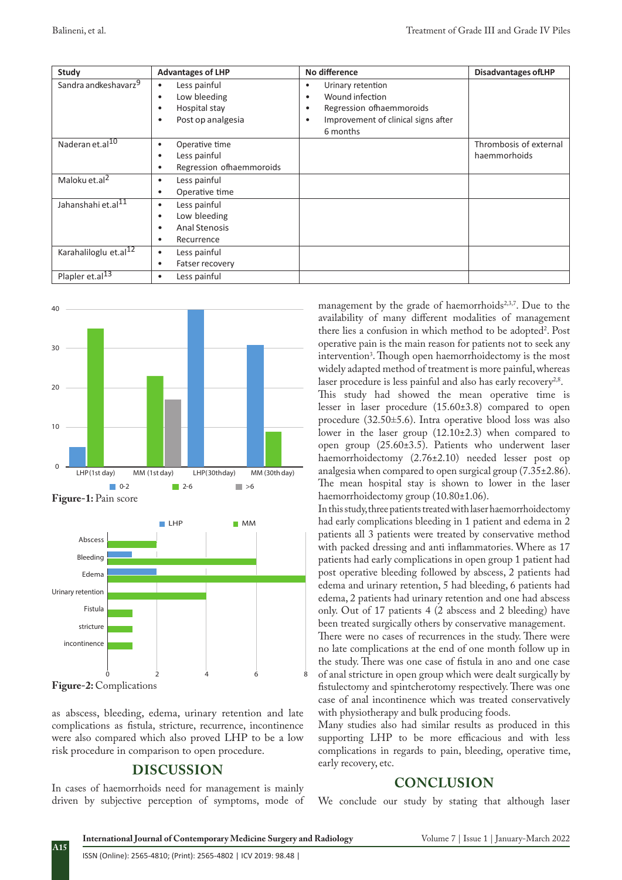| Study | Advantages of LHP | No difference | Disadvantages ofLHP |
|---|---|---|---|
| Sandra andkeshavarz[9] | • Less painful<br>• Low bleeding<br>• Hospital stay<br>• Post op analgesia | • Urinary retention<br>• Wound infection<br>• Regression ofhaemoroids<br>• Improvement of clinical signs after 6 months | |
| Naderan et.al[10] | • Operative time<br>• Less painful<br>• Regression ofhaemoroids | | Thrombosis of external haemmorhoids |
| Maloku et.al[2] | • Less painful<br>• Operative time | | |
| Jahanshahi et.al[11] | • Less painful<br>• Low bleeding<br>• Anal Stenosis<br>• Recurrence | | |
| Karahaliloglu et.al[12] | • Less painful<br>• Fatser recovery | | |
| Plapler et.al[13] | • Less painful | | |

**Figure-1:** Pain score

**Figure-2:** Complications

as abscess, bleeding, edema, urinary retention and late complications as fistula, stricture, recurrence, incontinence were also compared which also proved LHP to be a low risk procedure in comparison to open procedure.

## DISCUSSION

In cases of haemorrhoids need for management is mainly driven by subjective perception of symptoms, mode of management by the grade of haemorrhoids[2,3,7]. Due to the availability of many different modalities of management there lies a confusion in which method to be adopted[2]. Post operative pain is the main reason for patients not to seek any intervention[3]. Though open haemorrhoidectomy is the most widely adapted method of treatment is more painful, whereas laser procedure is less painful and also has early recovery[2,8].

This study had showed the mean operative time is lesser in laser procedure (15.60±3.8) compared to open procedure (32.50±5.6). Intra operative blood loss was also lower in the laser group (12.10±2.3) when compared to open group (25.60±3.5). Patients who underwent laser haemorrhoidectomy (2.76±2.10) needed lesser post op analgesia when compared to open surgical group (7.35±2.86). The mean hospital stay is shown to lower in the laser haemorrhoidectomy group (10.80±1.06).

In this study, three patients treated with laser haemorrhoidectomy had early complications bleeding in 1 patient and edema in 2 patients all 3 patients were treated by conservative method with packed dressing and anti inflammatories. Where as 17 patients had early complications in open group 1 patient had post operative bleeding followed by abscess, 2 patients had edema and urinary retention, 5 had bleeding, 6 patients had edema, 2 patients had urinary retention and one had abscess only. Out of 17 patients 4 (2 abscess and 2 bleeding) have been treated surgically others by conservative management.

There were no cases of recurrences in the study. There were no late complications at the end of one month follow up in the study. There was one case of fistula in ano and one case of anal stricture in open group which were dealt surgically by fistulectomy and spintcherotomy respectively. There was one case of anal incontinence which was treated conservatively with physiotherapy and bulk producing foods.

Many studies also had similar results as produced in this supporting LHP to be more efficacious and with less complications in regards to pain, bleeding, operative time, early recovery, etc.

## CONCLUSION

We conclude our study by stating that although laser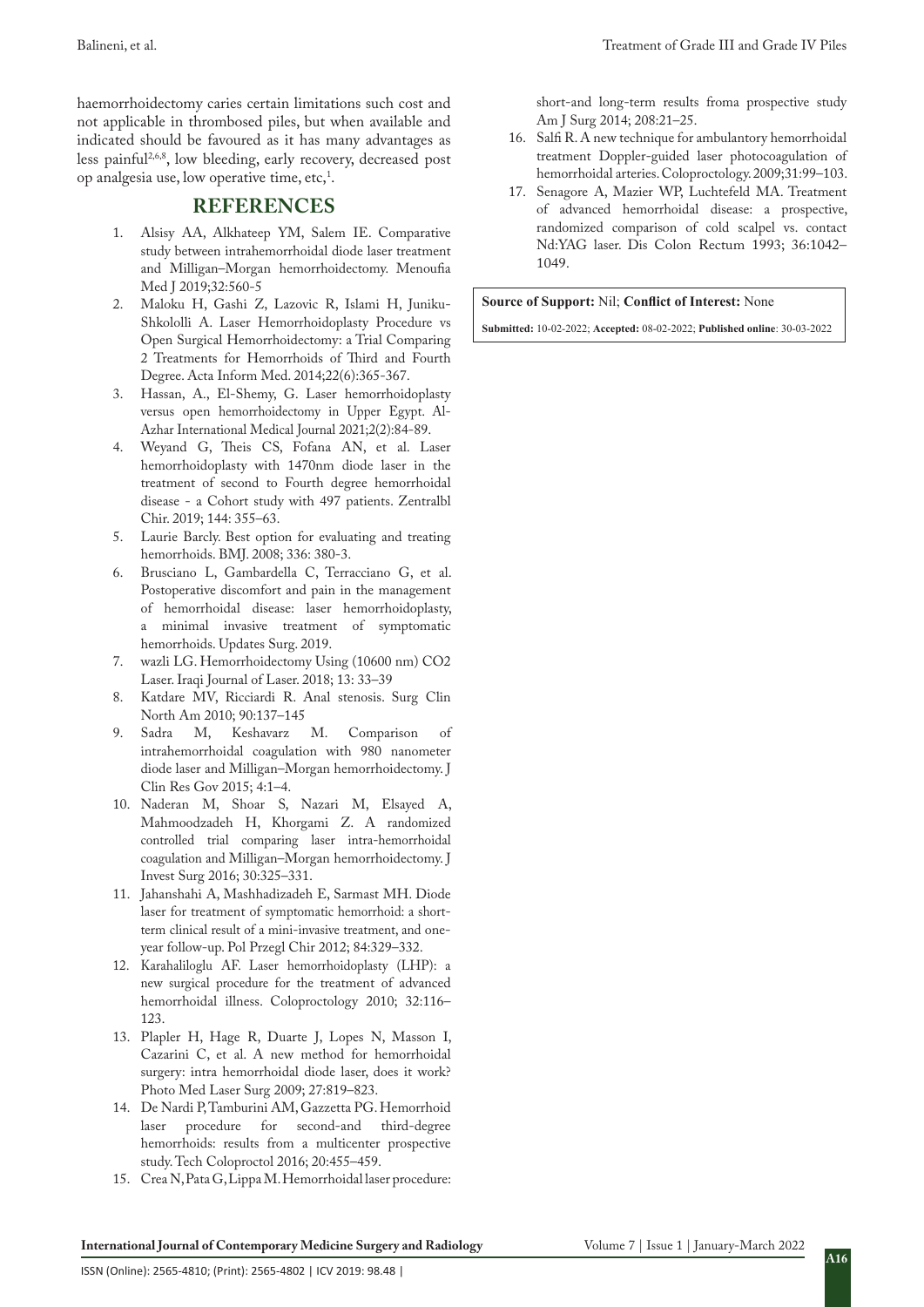haemorrhoidectomy caries certain limitations such cost and not applicable in thrombosed piles, but when available and indicated should be favoured as it has many advantages as less painful[2,6,8], low bleeding, early recovery, decreased post op analgesia use, low operative time, etc,[1].

## REFERENCES

1. Alsisy AA, Alkhateep YM, Salem IE. Comparative study between intrahemorrhoidal diode laser treatment and Milligan–Morgan hemorrhoidectomy. Menoufia Med J 2019;32:560-5
2. Maloku H, Gashi Z, Lazovic R, Islami H, Juniku-Shkololli A. Laser Hemorrhoidoplasty Procedure vs Open Surgical Hemorrhoidectomy: a Trial Comparing 2 Treatments for Hemorrhoids of Third and Fourth Degree. Acta Inform Med. 2014;22(6):365-367.
3. Hassan, A., El-Shemy, G. Laser hemorrhoidoplasty versus open hemorrhoidectomy in Upper Egypt. Al-Azhar International Medical Journal 2021;2(2):84-89.
4. Weyand G, Theis CS, Fofana AN, et al. Laser hemorrhoidoplasty with 1470nm diode laser in the treatment of second to Fourth degree hemorrhoidal disease - a Cohort study with 497 patients. Zentralbl Chir. 2019; 144: 355–63.
5. Laurie Barcly. Best option for evaluating and treating hemorrhoids. BMJ. 2008; 336: 380-3.
6. Brusciano L, Gambardella C, Terracciano G, et al. Postoperative discomfort and pain in the management of hemorrhoidal disease: laser hemorrhoidoplasty, a minimal invasive treatment of symptomatic hemorrhoids. Updates Surg. 2019.
7. wazli LG. Hemorrhoidectomy Using (10600 nm) CO2 Laser. Iraqi Journal of Laser. 2018; 13: 33–39
8. Katdare MV, Ricciardi R. Anal stenosis. Surg Clin North Am 2010; 90:137–145
9. Sadra M, Keshavarz M. Comparison of intrahemorrhoidal coagulation with 980 nanometer diode laser and Milligan–Morgan hemorrhoidectomy. J Clin Res Gov 2015; 4:1–4.
10. Naderan M, Shoar S, Nazari M, Elsayed A, Mahmoodzadeh H, Khorgami Z. A randomized controlled trial comparing laser intra-hemorrhoidal coagulation and Milligan–Morgan hemorrhoidectomy. J Invest Surg 2016; 30:325–331.
11. Jahanshahi A, Mashhadizadeh E, Sarmast MH. Diode laser for treatment of symptomatic hemorrhoid: a short-term clinical result of a mini-invasive treatment, and one-year follow-up. Pol Przegl Chir 2012; 84:329–332.
12. Karahaliloglu AF. Laser hemorrhoidoplasty (LHP): a new surgical procedure for the treatment of advanced hemorrhoidal illness. Coloproctology 2010; 32:116–123.
13. Plapler H, Hage R, Duarte J, Lopes N, Masson I, Cazarini C, et al. A new method for hemorrhoidal surgery: intra hemorrhoidal diode laser, does it work? Photo Med Laser Surg 2009; 27:819–823.
14. De Nardi P, Tamburini AM, Gazzetta PG. Hemorrhoid laser procedure for second-and third-degree hemorrhoids: results from a multicenter prospective study. Tech Coloproctol 2016; 20:455–459.
15. Crea N, Pata G, Lippa M. Hemorrhoidal laser procedure: short-and long-term results froma prospective study Am J Surg 2014; 208:21–25.
16. Salfi R. A new technique for ambulantory hemorrhoidal treatment Doppler-guided laser photocoagulation of hemorrhoidal arteries. Coloproctology. 2009;31:99–103.
17. Senagore A, Mazier WP, Luchtefeld MA. Treatment of advanced hemorrhoidal disease: a prospective, randomized comparison of cold scalpel vs. contact Nd:YAG laser. Dis Colon Rectum 1993; 36:1042–1049.

**Source of Support:** Nil; **Conflict of Interest:** None

**Submitted:** 10-02-2022; **Accepted:** 08-02-2022; **Published online**: 30-03-2022